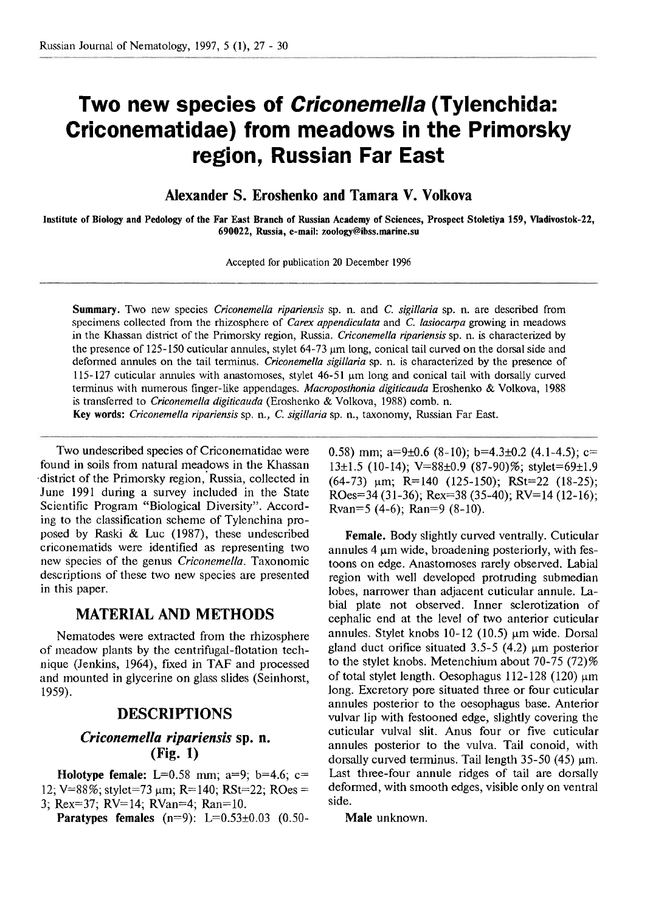# Two new species of *Criconemella* (Tylenchida: Criconematidae) from meadows in the Primorsky region, Russian Far East

**Alexander S. Eroshenko and Tamara V. Volkova**

**Institute of Biology and Pedology of the Far East Branch of Russian Academy of Sciences, Prospect Stoletiya 159, Vladivostok-22, 690022, Russia, e-mail: zoology@ibss.marine.su**

Accepted for publication 20 December 1996

**Summary.** Two new species *Criconemella ripariensis* sp. n. and *C. sigillaria* sp. n. are described from specimens collected from the rhizosphere of *Carex appendiculata* and *C. lasiocarpa* growing in meadows in the Khassan district of the Primorsky region, Russia. *Criconemella ripariensis* sp. n. is characterized by the presence of 125-150 cuticular annules, stylet 64-73 μm long, conical tail curved on the dorsal side and deformed annules on the tail terminus. *Criconemella sigillaria* sp. n. is characterized by the presence of 115-127 cuticular annules with anastomoses, stylet 46-51 μm long and conical tail with dorsally curved terminus with numerous finger-like appendages. *Macroposthonia digiticauda* Eroshenko & Volkova, 1988 is transferred to *Criconemella digiticauda* (Eroshenko & Volkova, 1988) comb. n.

**Key words:** *Criconemella ripariensis* sp. n., *C. sigillaria* sp. n., taxonomy, Russian Far East.

Two undescribed species of Criconematidae were found in soils from natural meadows in the Khassan district of the Primorsky region, Russia, collected in June 1991 during a survey included in the State Scientific Program "Biological Diversity". According to the classification scheme of Tylenchina proposed by Raski & Luc (1987), these undescribed criconematids were identified as representing two new species of the genus *Criconemella*. Taxonomic descriptions of these two new species are presented in this paper.

## MATERIAL AND METHODS

Nematodes were extracted from the rhizosphere of meadow plants by the centrifugal-flotation technique (Jenkins, 1964), fixed in TAF and processed and mounted in glycerine on glass slides (Seinhorst, 1959).

## DESCRIPTIONS

### *Criconemella ripariensis* sp. n. (Fig. 1)

**Holotype female:** L=0.58 mm; a=9; b=4.6; c=12; V=88%; stylet=73 μm; R=140; RSt=22; ROes=3; Rex=37; RV=14; RVan=4; Ran=10.

**Paratypes females** (n=9): L=0.53±0.03 (0.50-0.58) mm; a=9±0.6 (8-10); b=4.3±0.2 (4.1-4.5); c=13±1.5 (10-14); V=88±0.9 (87-90)%; stylet=69±1.9 (64-73) μm; R=140 (125-150); RSt=22 (18-25); ROes=34 (31-36); Rex=38 (35-40); RV=14 (12-16); Rvan=5 (4-6); Ran=9 (8-10).

**Female.** Body slightly curved ventrally. Cuticular annules 4 μm wide, broadening posteriorly, with festoons on edge. Anastomoses rarely observed. Labial region with well developed protruding submedian lobes, narrower than adjacent cuticular annule. Labial plate not observed. Inner sclerotization of cephalic end at the level of two anterior cuticular annules. Stylet knobs 10-12 (10.5) μm wide. Dorsal gland duct orifice situated 3.5-5 (4.2) μm posterior to the stylet knobs. Metenchium about 70-75 (72)% of total stylet length. Oesophagus 112-128 (120) μm long. Excretory pore situated three or four cuticular annules posterior to the oesophagus base. Anterior vulvar lip with festooned edge, slightly covering the cuticular vulval slit. Anus four or five cuticular annules posterior to the vulva. Tail conoid, with dorsally curved terminus. Tail length 35-50 (45) μm. Last three-four annule ridges of tail are dorsally deformed, with smooth edges, visible only on ventral side.

**Male** unknown.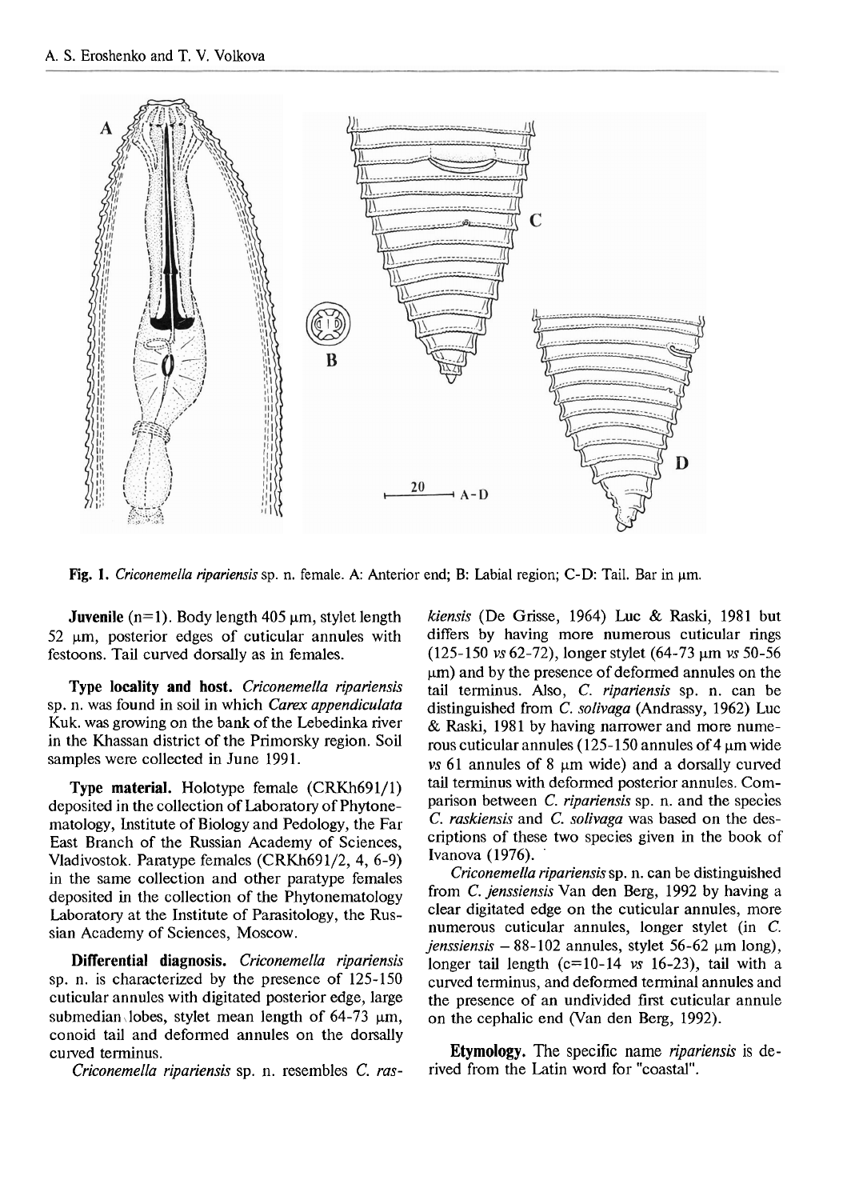Fig. 1. *Criconemella ripariensis* sp. n. female. A: Anterior end; B: Labial region; C-D: Tail. Bar in μm.

**Juvenile** (n=1). Body length 405 μm, stylet length 52 μm, posterior edges of cuticular annules with festoons. Tail curved dorsally as in females.

**Type locality and host.** *Criconemella ripariensis* sp. n. was found in soil in which *Carex appendiculata* Kuk. was growing on the bank of the Lebedinka river in the Khassan district of the Primorsky region. Soil samples were collected in June 1991.

**Type material.** Holotype female (CRKh691/1) deposited in the collection of Laboratory of Phytonematology, Institute of Biology and Pedology, the Far East Branch of the Russian Academy of Sciences, Vladivostok. Paratype females (CRKh691/2, 4, 6-9) in the same collection and other paratype females deposited in the collection of the Phytonematology Laboratory at the Institute of Parasitology, the Russian Academy of Sciences, Moscow.

**Differential diagnosis.** *Criconemella ripariensis* sp. n. is characterized by the presence of 125-150 cuticular annules with digitated posterior edge, large submedian lobes, stylet mean length of 64-73 μm, conoid tail and deformed annules on the dorsally curved terminus.

*Criconemella ripariensis* sp. n. resembles *C. raskiensis* (De Grisse, 1964) Luc & Raski, 1981 but differs by having more numerous cuticular rings (125-150 *vs* 62-72), longer stylet (64-73 μm *vs* 50-56 μm) and by the presence of deformed annules on the tail terminus. Also, *C. ripariensis* sp. n. can be distinguished from *C. solivaga* (Andrassy, 1962) Luc & Raski, 1981 by having narrower and more numerous cuticular annules (125-150 annules of 4 μm wide *vs* 61 annules of 8 μm wide) and a dorsally curved tail terminus with deformed posterior annules. Comparison between *C. ripariensis* sp. n. and the species *C. raskiensis* and *C. solivaga* was based on the descriptions of these two species given in the book of Ivanova (1976).

*Criconemella ripariensis* sp. n. can be distinguished from *C. jenssiensis* Van den Berg, 1992 by having a clear digitated edge on the cuticular annules, more numerous cuticular annules, longer stylet (in *C. jenssiensis* – 88-102 annules, stylet 56-62 μm long), longer tail length (c=10-14 *vs* 16-23), tail with a curved terminus, and deformed terminal annules and the presence of an undivided first cuticular annule on the cephalic end (Van den Berg, 1992).

**Etymology.** The specific name *ripariensis* is derived from the Latin word for "coastal".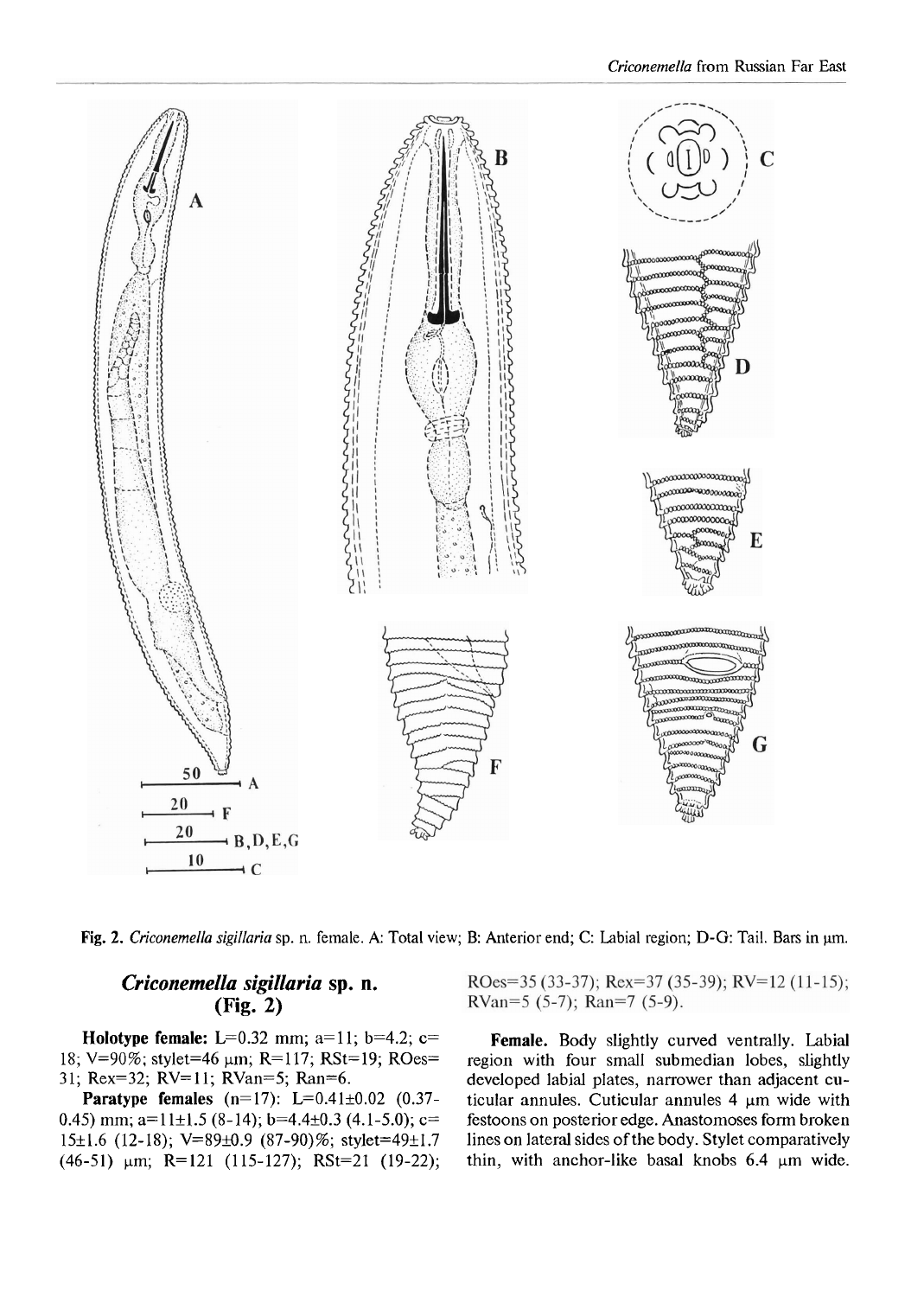Fig. 2. *Criconemella sigillaria* sp. n. female. A: Total view; B: Anterior end; C: Labial region; D-G: Tail. Bars in μm.

## *Criconemella sigillaria* sp. n. (Fig. 2)

**Holotype female:** L=0.32 mm; a=11; b=4.2; c=18; V=90%; stylet=46 μm; R=117; RSt=19; ROes=31; Rex=32; RV=11; RVan=5; Ran=6.

**Paratype females** (n=17): L=0.41±0.02 (0.37-0.45) mm; a=11±1.5 (8-14); b=4.4±0.3 (4.1-5.0); c=15±1.6 (12-18); V=89±0.9 (87-90)%; stylet=49±1.7 (46-51) μm; R=121 (115-127); RSt=21 (19-22); ROes=35 (33-37); Rex=37 (35-39); RV=12 (11-15); RVan=5 (5-7); Ran=7 (5-9).

**Female.** Body slightly curved ventrally. Labial region with four small submedian lobes, slightly developed labial plates, narrower than adjacent cuticular annules. Cuticular annules 4 μm wide with festoons on posterior edge. Anastomoses form broken lines on lateral sides of the body. Stylet comparatively thin, with anchor-like basal knobs 6.4 μm wide.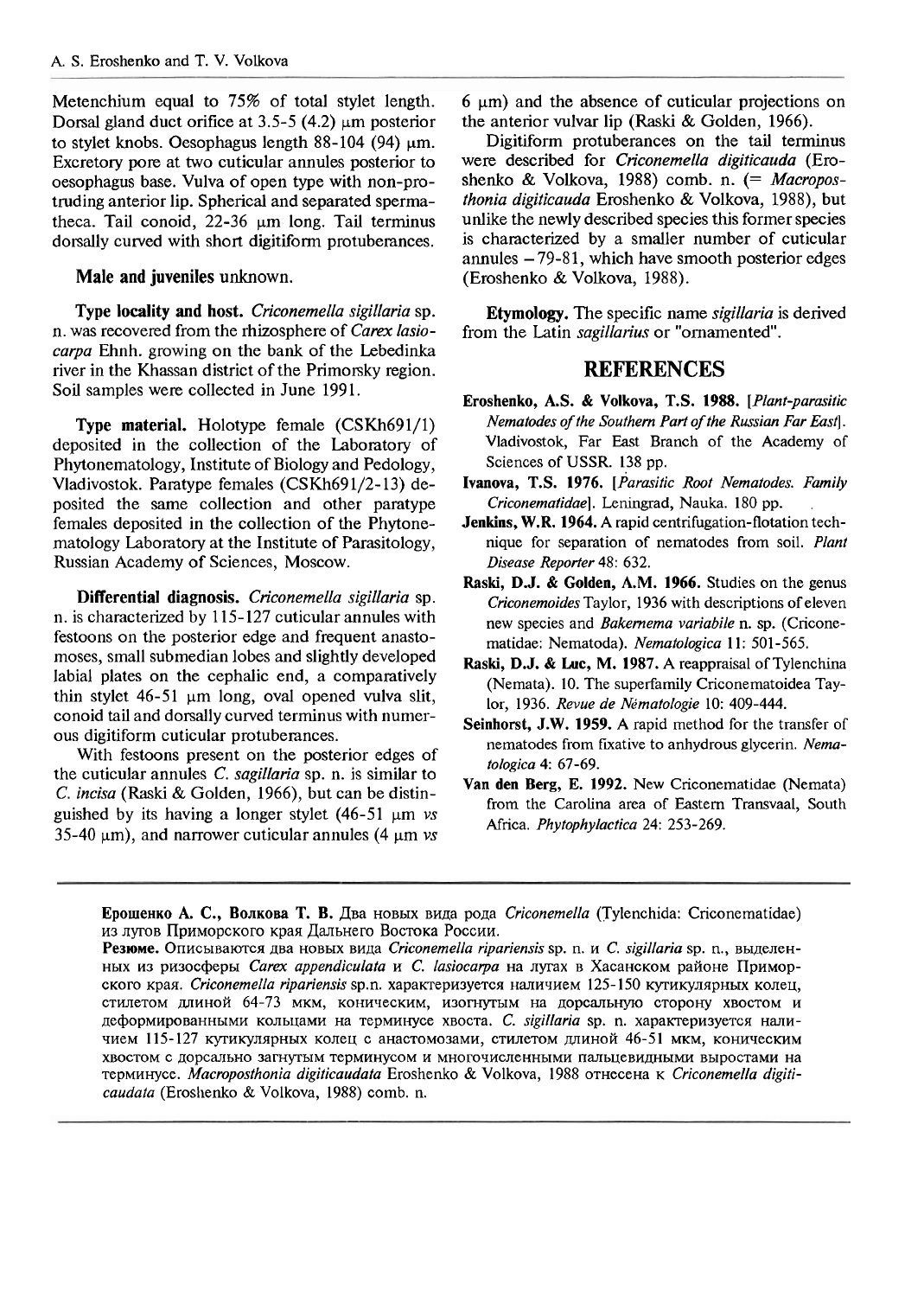Metenchium equal to 75% of total stylet length. Dorsal gland duct orifice at 3.5-5 (4.2) μm posterior to stylet knobs. Oesophagus length 88-104 (94) μm. Excretory pore at two cuticular annules posterior to oesophagus base. Vulva of open type with non-protruding anterior lip. Spherical and separated spermatheca. Tail conoid, 22-36 μm long. Tail terminus dorsally curved with short digitiform protuberances.

**Male and juveniles** unknown.

**Type locality and host.** *Criconemella sigillaria* sp. n. was recovered from the rhizosphere of *Carex lasiocarpa* Ehnh. growing on the bank of the Lebedinka river in the Khassan district of the Primorsky region. Soil samples were collected in June 1991.

**Type material.** Holotype female (CSKh691/1) deposited in the collection of the Laboratory of Phytonematology, Institute of Biology and Pedology, Vladivostok. Paratype females (CSKh691/2-13) deposited the same collection and other paratype females deposited in the collection of the Phytonematology Laboratory at the Institute of Parasitology, Russian Academy of Sciences, Moscow.

**Differential diagnosis.** *Criconemella sigillaria* sp. n. is characterized by 115-127 cuticular annules with festoons on the posterior edge and frequent anastomoses, small submedian lobes and slightly developed labial plates on the cephalic end, a comparatively thin stylet 46-51 μm long, oval opened vulva slit, conoid tail and dorsally curved terminus with numerous digitiform cuticular protuberances.

With festoons present on the posterior edges of the cuticular annules *C. sagillaria* sp. n. is similar to *C. incisa* (Raski & Golden, 1966), but can be distinguished by its having a longer stylet (46-51 μm *vs* 35-40 μm), and narrower cuticular annules (4 μm *vs* 6 μm) and the absence of cuticular projections on the anterior vulvar lip (Raski & Golden, 1966).

Digitiform protuberances on the tail terminus were described for *Criconemella digiticauda* (Eroshenko & Volkova, 1988) comb. n. (= *Macroposthonia digiticauda* Eroshenko & Volkova, 1988), but unlike the newly described species this former species is characterized by a smaller number of cuticular annules – 79-81, which have smooth posterior edges (Eroshenko & Volkova, 1988).

**Etymology.** The specific name *sigillaria* is derived from the Latin *sagillarius* or "ornamented".

## REFERENCES

**Eroshenko, A.S. & Volkova, T.S. 1988.** [*Plant-parasitic Nematodes of the Southern Part of the Russian Far East*]. Vladivostok, Far East Branch of the Academy of Sciences of USSR. 138 pp.

**Ivanova, T.S. 1976.** [*Parasitic Root Nematodes. Family Criconematidae*]. Leningrad, Nauka. 180 pp.

**Jenkins, W.R. 1964.** A rapid centrifugation-flotation technique for separation of nematodes from soil. *Plant Disease Reporter* 48: 632.

**Raski, D.J. & Golden, A.M. 1966.** Studies on the genus *Criconemoides* Taylor, 1936 with descriptions of eleven new species and *Bakernema variabile* n. sp. (Criconematidae: Nematoda). *Nematologica* 11: 501-565.

**Raski, D.J. & Luc, M. 1987.** A reappraisal of Tylenchina (Nemata). 10. The superfamily Criconematoidea Taylor, 1936. *Revue de Nématologie* 10: 409-444.

**Seinhorst, J.W. 1959.** A rapid method for the transfer of nematodes from fixative to anhydrous glycerin. *Nematologica* 4: 67-69.

**Van den Berg, E. 1992.** New Criconematidae (Nemata) from the Carolina area of Eastern Transvaal, South Africa. *Phytophylactica* 24: 253-269.

---

**Ерошенко А. С., Волкова Т. В.** Два новых вида рода *Criconemella* (Tylenchida: Criconematidae) из лугов Приморского края Дальнего Востока России.

**Резюме.** Описываются два новых вида *Criconemella ripariensis* sp. n. и *C. sigillaria* sp. n., выделенных из ризосферы *Carex appendiculata* и *C. lasiocarpa* на лугах в Хасанском районе Приморского края. *Criconemella ripariensis* sp.n. характеризуется наличием 125-150 кутикулярных колец, стилетом длиной 64-73 мкм, коническим, изогнутым на дорсальную сторону хвостом и деформированными кольцами на терминусе хвоста. *C. sigillaria* sp. n. характеризуется наличием 115-127 кутикулярных колец с анастомозами, стилетом длиной 46-51 мкм, коническим хвостом с дорсально загнутым терминусом и многочисленными пальцевидными выростами на терминусе. *Macroposthonia digiticaudata* Eroshenko & Volkova, 1988 отнесена к *Criconemella digiticaudata* (Eroshenko & Volkova, 1988) comb. n.